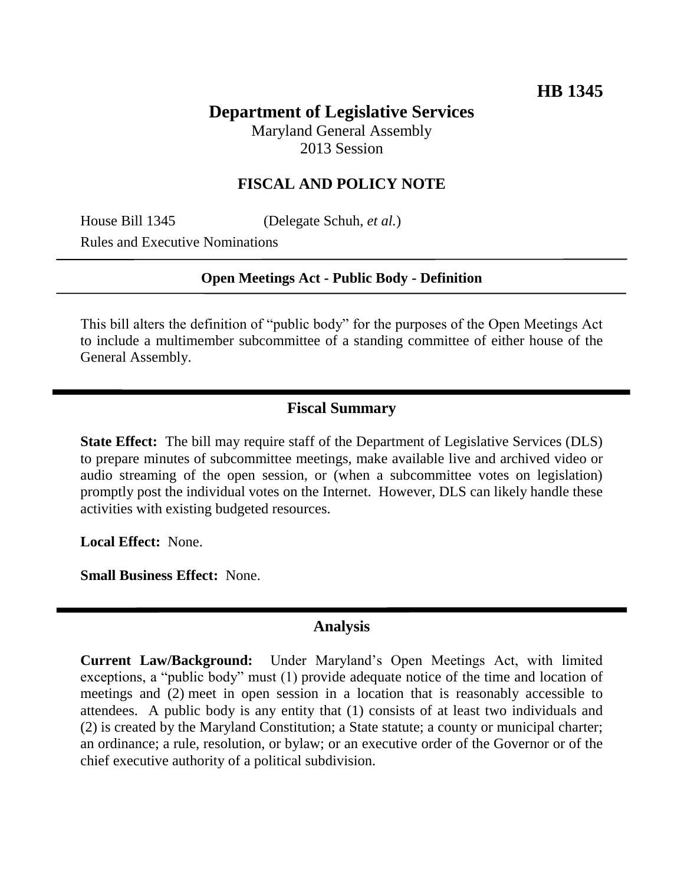**HB 1345**

# Department of Legislative Services

Maryland General Assembly
2013 Session

## FISCAL AND POLICY NOTE

House Bill 1345 (Delegate Schuh, *et al.*)
Rules and Executive Nominations

---

**Open Meetings Act - Public Body - Definition**

---

This bill alters the definition of "public body" for the purposes of the Open Meetings Act to include a multimember subcommittee of a standing committee of either house of the General Assembly.

## Fiscal Summary

**State Effect:** The bill may require staff of the Department of Legislative Services (DLS) to prepare minutes of subcommittee meetings, make available live and archived video or audio streaming of the open session, or (when a subcommittee votes on legislation) promptly post the individual votes on the Internet. However, DLS can likely handle these activities with existing budgeted resources.

**Local Effect:** None.

**Small Business Effect:** None.

## Analysis

**Current Law/Background:** Under Maryland's Open Meetings Act, with limited exceptions, a "public body" must (1) provide adequate notice of the time and location of meetings and (2) meet in open session in a location that is reasonably accessible to attendees. A public body is any entity that (1) consists of at least two individuals and (2) is created by the Maryland Constitution; a State statute; a county or municipal charter; an ordinance; a rule, resolution, or bylaw; or an executive order of the Governor or of the chief executive authority of a political subdivision.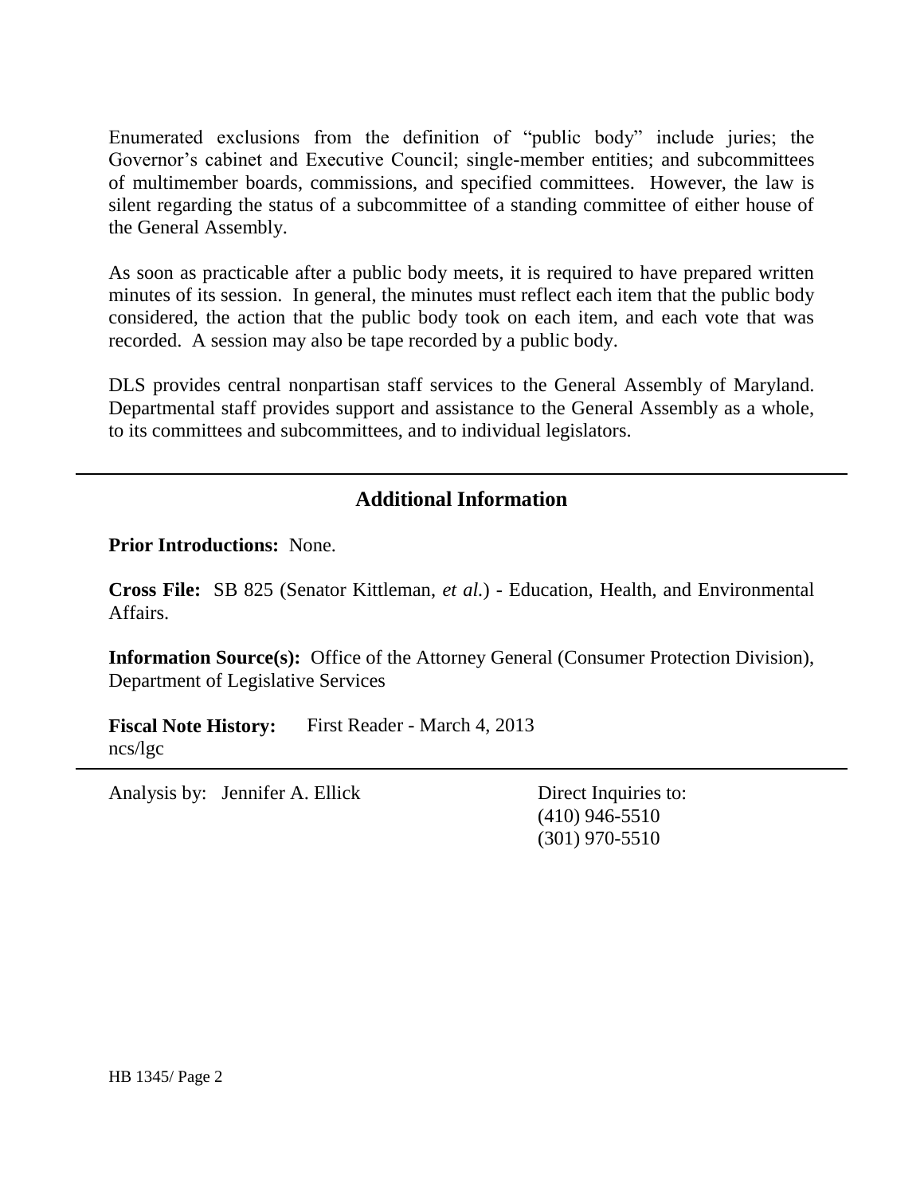Enumerated exclusions from the definition of "public body" include juries; the Governor's cabinet and Executive Council; single-member entities; and subcommittees of multimember boards, commissions, and specified committees. However, the law is silent regarding the status of a subcommittee of a standing committee of either house of the General Assembly.

As soon as practicable after a public body meets, it is required to have prepared written minutes of its session. In general, the minutes must reflect each item that the public body considered, the action that the public body took on each item, and each vote that was recorded. A session may also be tape recorded by a public body.

DLS provides central nonpartisan staff services to the General Assembly of Maryland. Departmental staff provides support and assistance to the General Assembly as a whole, to its committees and subcommittees, and to individual legislators.

---

## Additional Information

**Prior Introductions:** None.

**Cross File:** SB 825 (Senator Kittleman, *et al.*) - Education, Health, and Environmental Affairs.

**Information Source(s):** Office of the Attorney General (Consumer Protection Division), Department of Legislative Services

**Fiscal Note History:** First Reader - March 4, 2013
ncs/lgc

---

Analysis by: Jennifer A. Ellick

Direct Inquiries to:
(410) 946-5510
(301) 970-5510